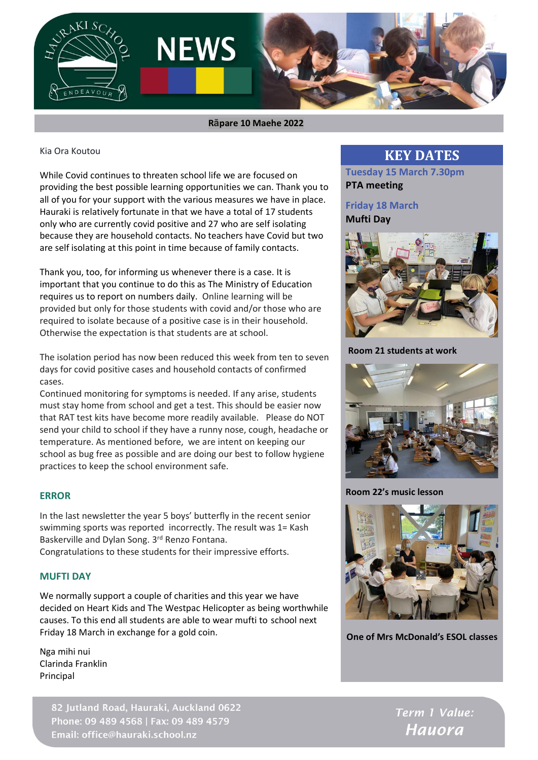# NEWS

Rāpare 10 Maehe 2022

Kia Ora Koutou

While Covid continues to threaten school life we are focused on providing the best possible learning opportunities we can. Thank you to all of you for your support with the various measures we have in place. Hauraki is relatively fortunate in that we have a total of 17 students only who are currently covid positive and 27 who are self isolating because they are household contacts. No teachers have Covid but two are self isolating at this point in time because of family contacts.

Thank you, too, for informing us whenever there is a case. It is important that you continue to do this as The Ministry of Education requires us to report on numbers daily. Online learning will be provided but only for those students with covid and/or those who are required to isolate because of a positive case is in their household. Otherwise the expectation is that students are at school.

The isolation period has now been reduced this week from ten to seven days for covid positive cases and household contacts of confirmed cases.
Continued monitoring for symptoms is needed. If any arise, students must stay home from school and get a test. This should be easier now that RAT test kits have become more readily available. Please do NOT send your child to school if they have a runny nose, cough, headache or temperature. As mentioned before, we are intent on keeping our school as bug free as possible and are doing our best to follow hygiene practices to keep the school environment safe.

## ERROR

In the last newsletter the year 5 boys' butterfly in the recent senior swimming sports was reported incorrectly. The result was 1= Kash Baskerville and Dylan Song. 3rd Renzo Fontana.
Congratulations to these students for their impressive efforts.

## MUFTI DAY

We normally support a couple of charities and this year we have decided on Heart Kids and The Westpac Helicopter as being worthwhile causes. To this end all students are able to wear mufti to school next Friday 18 March in exchange for a gold coin.

Nga mihi nui
Clarinda Franklin
Principal

## KEY DATES

**Tuesday 15 March 7.30pm**
**PTA meeting**

**Friday 18 March**
**Mufti Day**

**Room 21 students at work**

**Room 22's music lesson**

**One of Mrs McDonald's ESOL classes**

82 Jutland Road, Hauraki, Auckland 0622
Phone: 09 489 4568 | Fax: 09 489 4579
Email: office@hauraki.school.nz

*Term 1 Value: Hauora*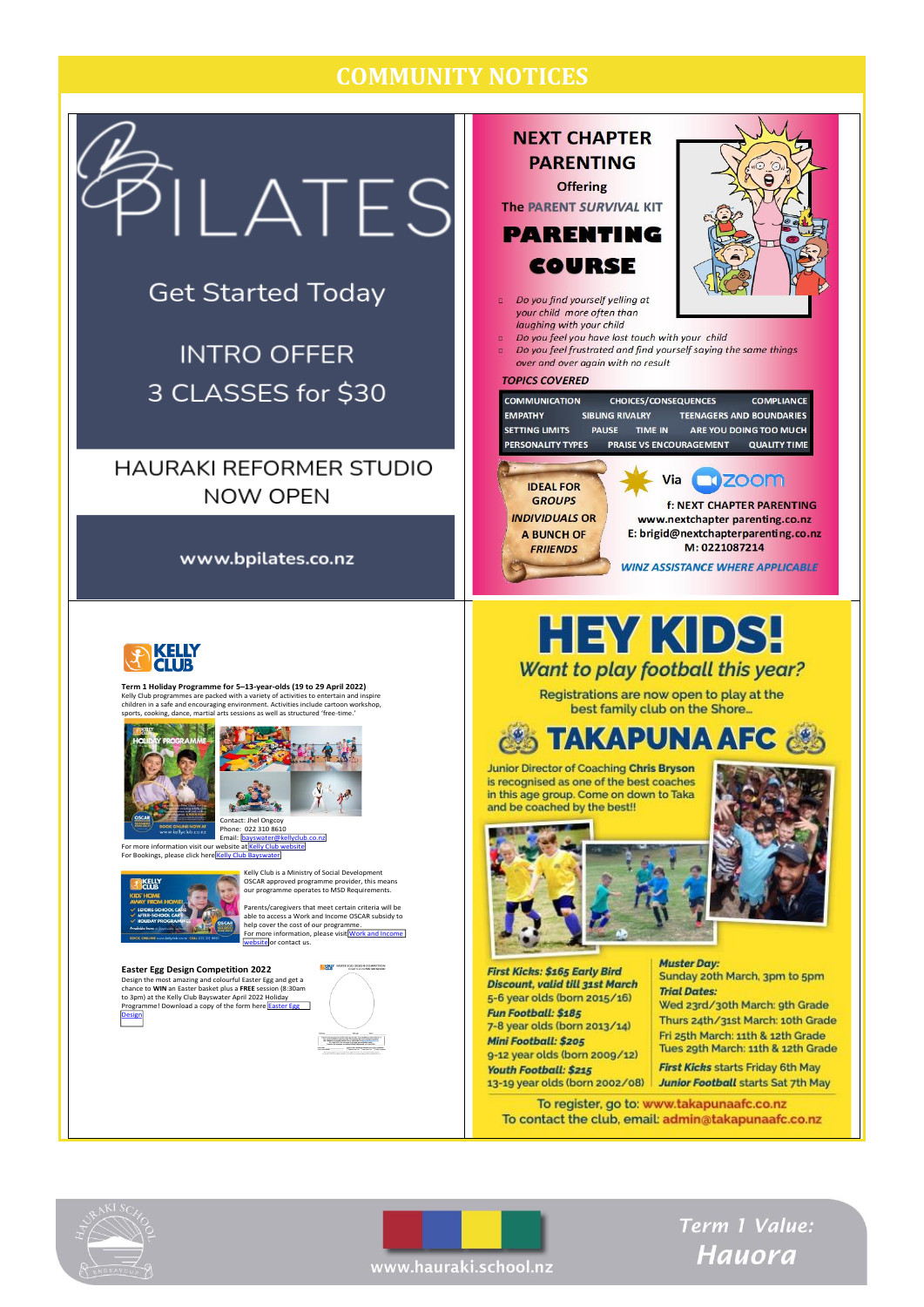# COMMUNITY NOTICES

## PILATES

Get Started Today

INTRO OFFER
3 CLASSES for $30

HAURAKI REFORMER STUDIO
NOW OPEN

www.bpilates.co.nz

## NEXT CHAPTER PARENTING

Offering

The PARENT *SURVIVAL* KIT

**PARENTING COURSE**

- *Do you find yourself yelling at your child more often than laughing with your child*
- *Do you feel you have lost touch with your child*
- *Do you feel frustrated and find yourself saying the same things over and over again with no result*

*TOPICS COVERED*

COMMUNICATION | CHOICES/CONSEQUENCES | COMPLIANCE
EMPATHY | SIBLING RIVALRY | TEENAGERS AND BOUNDARIES
SETTING LIMITS | PAUSE | TIME IN | ARE YOU DOING TOO MUCH
PERSONALITY TYPES | PRAISE VS ENCOURAGEMENT | QUALITY TIME

IDEAL FOR GROUPS *INDIVIDUALS OR A BUNCH OF FRIIENDS*

Via zoom

f: NEXT CHAPTER PARENTING
www.nextchapter parenting.co.nz
E: brigid@nextchapterparenting.co.nz
M: 0221087214

*WINZ ASSISTANCE WHERE APPLICABLE*

## KELLY CLUB

**Term 1 Holiday Programme for 5–13-year-olds (19 to 29 April 2022)**
Kelly Club programmes are packed with a variety of activities to entertain and inspire children in a safe and encouraging environment. Activities include cartoon workshop, sports, cooking, dance, martial arts sessions as well as structured 'free-time.'

Contact: Jhel Ongcoy
Phone: 022 310 8610
Email: bayswater@kellyclub.co.nz
For more information visit our website at Kelly Club website
For Bookings, please click here Kelly Club Bayswater

Kelly Club is a Ministry of Social Development OSCAR approved programme provider, this means our programme operates to MSD Requirements.

Parents/caregivers that meet certain criteria will be able to access a Work and Income OSCAR subsidy to help cover the cost of our programme.
For more information, please visit Work and Income website or contact us.

**Easter Egg Design Competition 2022**
Design the most amazing and colourful Easter Egg and get a chance to **WIN** an Easter basket plus a **FREE** session (8:30am to 3pm) at the Kelly Club Bayswater April 2022 Holiday Programme! Download a copy of the form here Easter Egg Design

## HEY KIDS!

*Want to play football this year?*

Registrations are now open to play at the best family club on the Shore...

**TAKAPUNA AFC**

Junior Director of Coaching **Chris Bryson** is recognised as one of the best coaches in this age group. Come on down to Taka and be coached by the best!!

***First Kicks: $165 Early Bird Discount, valid till 31st March***
5-6 year olds (born 2015/16)
***Fun Football: $185***
7-8 year olds (born 2013/14)
***Mini Football: $205***
9-12 year olds (born 2009/12)
***Youth Football: $215***
13-19 year olds (born 2002/08)

***Muster Day:***
Sunday 20th March, 3pm to 5pm
***Trial Dates:***
Wed 23rd/30th March: 9th Grade
Thurs 24th/31st March: 10th Grade
Fri 25th March: 11th & 12th Grade
Tues 29th March: 11th & 12th Grade
***First Kicks*** starts Friday 6th May
***Junior Football*** starts Sat 7th May

To register, go to: www.takapunaafc.co.nz
To contact the club, email: admin@takapunaafc.co.nz

www.hauraki.school.nz

*Term 1 Value:* ***Hauora***